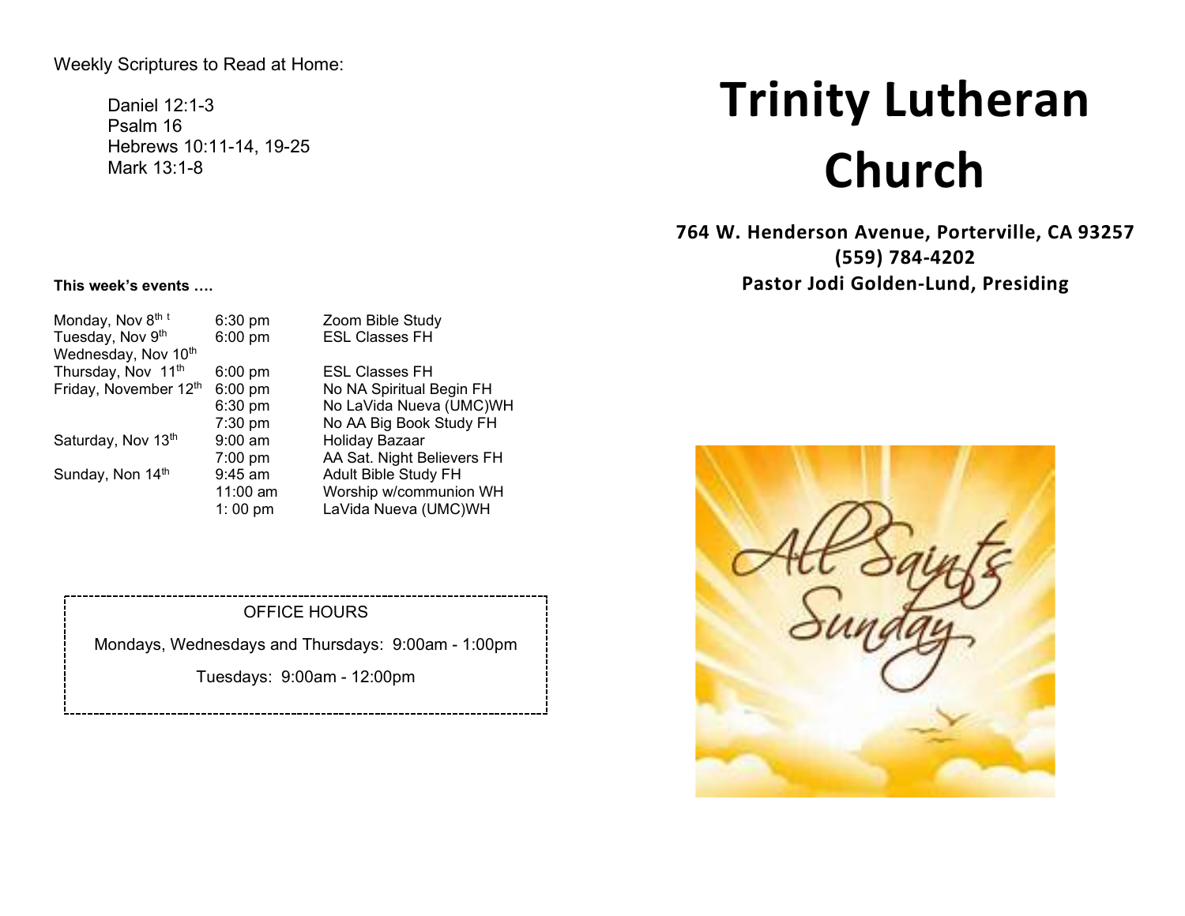Weekly Scriptures to Read at Home:

Daniel 12:1-3
Psalm 16
Hebrews 10:11-14, 19-25
Mark 13:1-8

**This week's events ….**

| | | |
|---|---|---|
| Monday, Nov 8th t | 6:30 pm | Zoom Bible Study |
| Tuesday, Nov 9th | 6:00 pm | ESL Classes FH |
| Wednesday, Nov 10th | | |
| Thursday, Nov 11th | 6:00 pm | ESL Classes FH |
| Friday, November 12th | 6:00 pm | No NA Spiritual Begin FH |
| | 6:30 pm | No LaVida Nueva (UMC)WH |
| | 7:30 pm | No AA Big Book Study FH |
| Saturday, Nov 13th | 9:00 am | Holiday Bazaar |
| | 7:00 pm | AA Sat. Night Believers FH |
| Sunday, Non 14th | 9:45 am | Adult Bible Study FH |
| | 11:00 am | Worship w/communion WH |
| | 1: 00 pm | LaVida Nueva (UMC)WH |

OFFICE HOURS

Mondays, Wednesdays and Thursdays: 9:00am - 1:00pm

Tuesdays: 9:00am - 12:00pm

# Trinity Lutheran Church

**764 W. Henderson Avenue, Porterville, CA 93257**
**(559) 784-4202**
**Pastor Jodi Golden-Lund, Presiding**

All Saints Sunday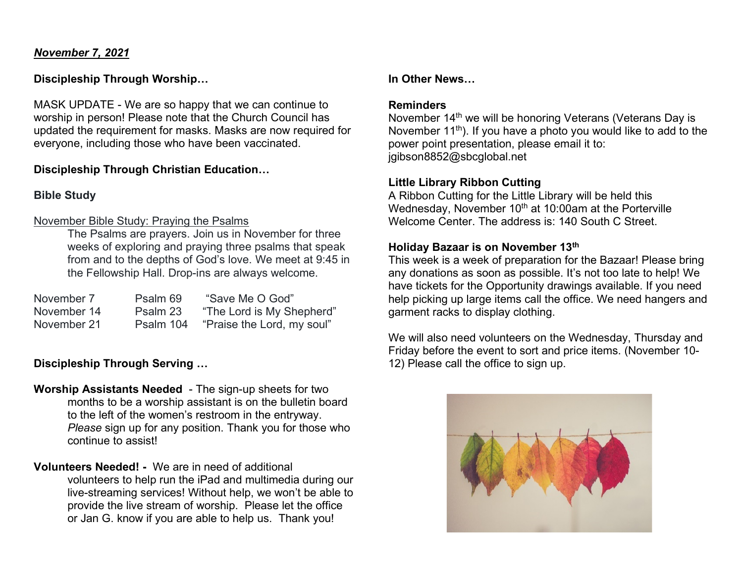***November 7, 2021***

**Discipleship Through Worship…**

MASK UPDATE - We are so happy that we can continue to worship in person! Please note that the Church Council has updated the requirement for masks. Masks are now required for everyone, including those who have been vaccinated.

**Discipleship Through Christian Education…**

**Bible Study**

November Bible Study: Praying the Psalms

The Psalms are prayers. Join us in November for three weeks of exploring and praying three psalms that speak from and to the depths of God's love. We meet at 9:45 in the Fellowship Hall. Drop-ins are always welcome.

| | | |
|---|---|---|
| November 7 | Psalm 69 | "Save Me O God" |
| November 14 | Psalm 23 | "The Lord is My Shepherd" |
| November 21 | Psalm 104 | "Praise the Lord, my soul" |

**Discipleship Through Serving …**

**Worship Assistants Needed** - The sign-up sheets for two months to be a worship assistant is on the bulletin board to the left of the women's restroom in the entryway. *Please* sign up for any position. Thank you for those who continue to assist!

**Volunteers Needed! -** We are in need of additional volunteers to help run the iPad and multimedia during our live-streaming services! Without help, we won't be able to provide the live stream of worship. Please let the office or Jan G. know if you are able to help us. Thank you!

**In Other News…**

**Reminders**

November 14th we will be honoring Veterans (Veterans Day is November 11th). If you have a photo you would like to add to the power point presentation, please email it to: jgibson8852@sbcglobal.net

**Little Library Ribbon Cutting**

A Ribbon Cutting for the Little Library will be held this Wednesday, November 10th at 10:00am at the Porterville Welcome Center. The address is: 140 South C Street.

**Holiday Bazaar is on November 13th**

This week is a week of preparation for the Bazaar! Please bring any donations as soon as possible. It's not too late to help! We have tickets for the Opportunity drawings available. If you need help picking up large items call the office. We need hangers and garment racks to display clothing.

We will also need volunteers on the Wednesday, Thursday and Friday before the event to sort and price items. (November 10-12) Please call the office to sign up.